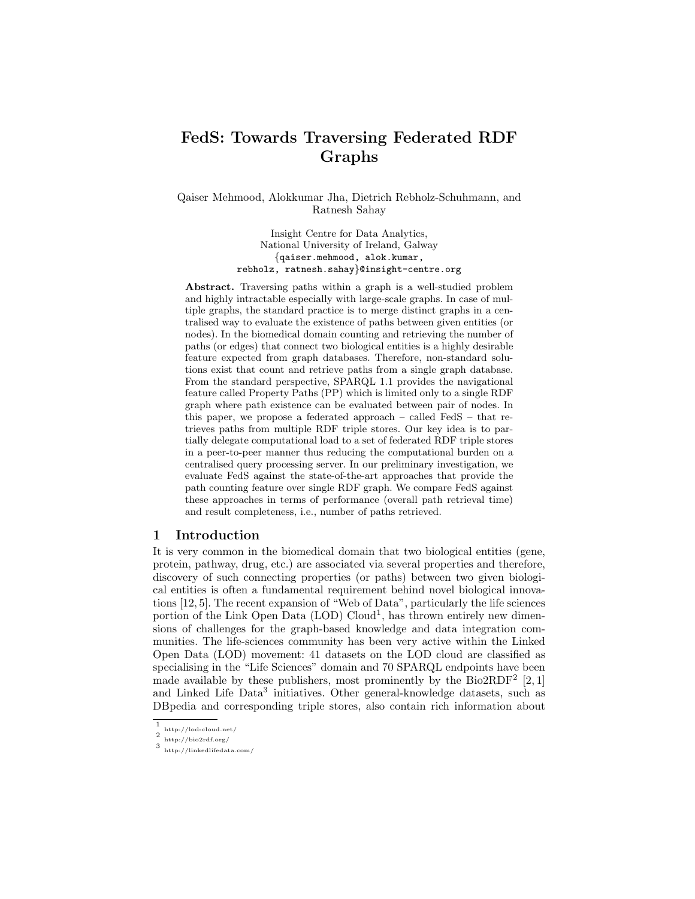# FedS: Towards Traversing Federated RDF Graphs

Qaiser Mehmood, Alokkumar Jha, Dietrich Rebholz-Schuhmann, and Ratnesh Sahay

Insight Centre for Data Analytics,
National University of Ireland, Galway
{qaiser.mehmood, alok.kumar,
rebholz, ratnesh.sahay}@insight-centre.org

**Abstract.** Traversing paths within a graph is a well-studied problem and highly intractable especially with large-scale graphs. In case of multiple graphs, the standard practice is to merge distinct graphs in a centralised way to evaluate the existence of paths between given entities (or nodes). In the biomedical domain counting and retrieving the number of paths (or edges) that connect two biological entities is a highly desirable feature expected from graph databases. Therefore, non-standard solutions exist that count and retrieve paths from a single graph database. From the standard perspective, SPARQL 1.1 provides the navigational feature called Property Paths (PP) which is limited only to a single RDF graph where path existence can be evaluated between pair of nodes. In this paper, we propose a federated approach – called FedS – that retrieves paths from multiple RDF triple stores. Our key idea is to partially delegate computational load to a set of federated RDF triple stores in a peer-to-peer manner thus reducing the computational burden on a centralised query processing server. In our preliminary investigation, we evaluate FedS against the state-of-the-art approaches that provide the path counting feature over single RDF graph. We compare FedS against these approaches in terms of performance (overall path retrieval time) and result completeness, i.e., number of paths retrieved.

## 1 Introduction

It is very common in the biomedical domain that two biological entities (gene, protein, pathway, drug, etc.) are associated via several properties and therefore, discovery of such connecting properties (or paths) between two given biological entities is often a fundamental requirement behind novel biological innovations [12, 5]. The recent expansion of "Web of Data", particularly the life sciences portion of the Link Open Data (LOD) Cloud[1], has thrown entirely new dimensions of challenges for the graph-based knowledge and data integration communities. The life-sciences community has been very active within the Linked Open Data (LOD) movement: 41 datasets on the LOD cloud are classified as specialising in the "Life Sciences" domain and 70 SPARQL endpoints have been made available by these publishers, most prominently by the Bio2RDF[2] [2, 1] and Linked Life Data[3] initiatives. Other general-knowledge datasets, such as DBpedia and corresponding triple stores, also contain rich information about

[1] http://lod-cloud.net/
[2] http://bio2rdf.org/
[3] http://linkedlifedata.com/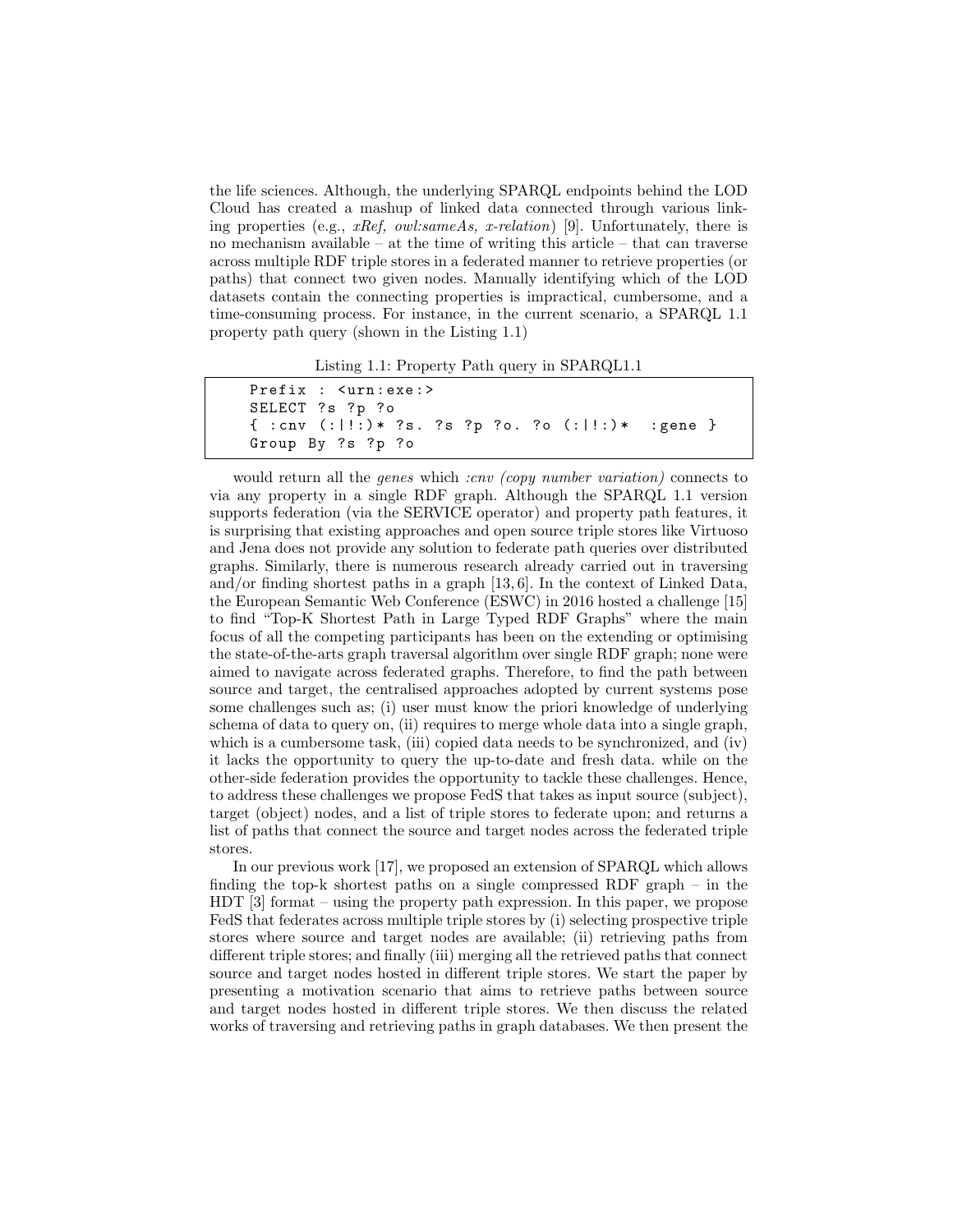the life sciences. Although, the underlying SPARQL endpoints behind the LOD Cloud has created a mashup of linked data connected through various linking properties (e.g., *xRef, owl:sameAs, x-relation*) [9]. Unfortunately, there is no mechanism available – at the time of writing this article – that can traverse across multiple RDF triple stores in a federated manner to retrieve properties (or paths) that connect two given nodes. Manually identifying which of the LOD datasets contain the connecting properties is impractical, cumbersome, and a time-consuming process. For instance, in the current scenario, a SPARQL 1.1 property path query (shown in the Listing 1.1)

Listing 1.1: Property Path query in SPARQL1.1

```
Prefix : <urn:exe:>
SELECT ?s ?p ?o
{ :cnv (:|!:)* ?s. ?s ?p ?o. ?o (:|!:)*  :gene }
Group By ?s ?p ?o
```

would return all the *genes* which *:cnv (copy number variation)* connects to via any property in a single RDF graph. Although the SPARQL 1.1 version supports federation (via the SERVICE operator) and property path features, it is surprising that existing approaches and open source triple stores like Virtuoso and Jena does not provide any solution to federate path queries over distributed graphs. Similarly, there is numerous research already carried out in traversing and/or finding shortest paths in a graph [13, 6]. In the context of Linked Data, the European Semantic Web Conference (ESWC) in 2016 hosted a challenge [15] to find "Top-K Shortest Path in Large Typed RDF Graphs" where the main focus of all the competing participants has been on the extending or optimising the state-of-the-arts graph traversal algorithm over single RDF graph; none were aimed to navigate across federated graphs. Therefore, to find the path between source and target, the centralised approaches adopted by current systems pose some challenges such as; (i) user must know the priori knowledge of underlying schema of data to query on, (ii) requires to merge whole data into a single graph, which is a cumbersome task, (iii) copied data needs to be synchronized, and (iv) it lacks the opportunity to query the up-to-date and fresh data. while on the other-side federation provides the opportunity to tackle these challenges. Hence, to address these challenges we propose FedS that takes as input source (subject), target (object) nodes, and a list of triple stores to federate upon; and returns a list of paths that connect the source and target nodes across the federated triple stores.

In our previous work [17], we proposed an extension of SPARQL which allows finding the top-k shortest paths on a single compressed RDF graph – in the HDT [3] format – using the property path expression. In this paper, we propose FedS that federates across multiple triple stores by (i) selecting prospective triple stores where source and target nodes are available; (ii) retrieving paths from different triple stores; and finally (iii) merging all the retrieved paths that connect source and target nodes hosted in different triple stores. We start the paper by presenting a motivation scenario that aims to retrieve paths between source and target nodes hosted in different triple stores. We then discuss the related works of traversing and retrieving paths in graph databases. We then present the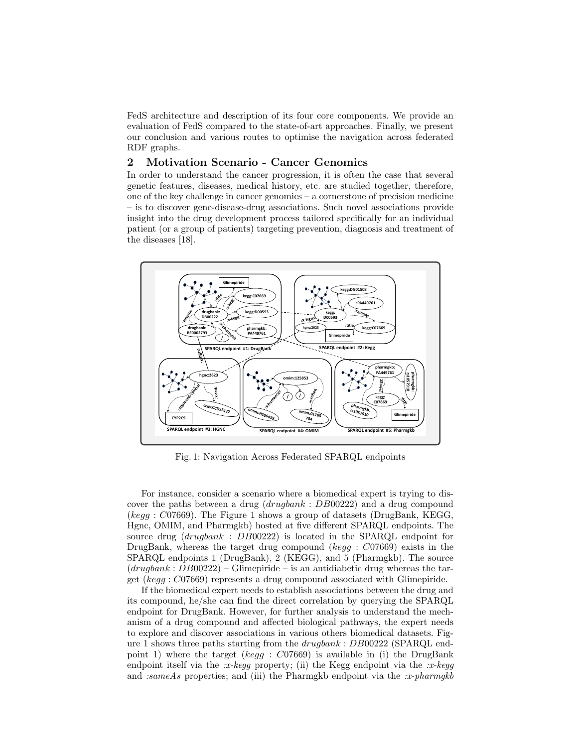FedS architecture and description of its four core components. We provide an evaluation of FedS compared to the state-of-art approaches. Finally, we present our conclusion and various routes to optimise the navigation across federated RDF graphs.

## 2 Motivation Scenario - Cancer Genomics

In order to understand the cancer progression, it is often the case that several genetic features, diseases, medical history, etc. are studied together, therefore, one of the key challenge in cancer genomics – a cornerstone of precision medicine – is to discover gene-disease-drug associations. Such novel associations provide insight into the drug development process tailored specifically for an individual patient (or a group of patients) targeting prevention, diagnosis and treatment of the diseases [18].

Fig. 1: Navigation Across Federated SPARQL endpoints

For instance, consider a scenario where a biomedical expert is trying to discover the paths between a drug ($drugbank : DB00222$) and a drug compound ($kegg : C07669$). The Figure 1 shows a group of datasets (DrugBank, KEGG, Hgnc, OMIM, and Pharmgkb) hosted at five different SPARQL endpoints. The source drug ($drugbank : DB00222$) is located in the SPARQL endpoint for DrugBank, whereas the target drug compound ($kegg : C07669$) exists in the SPARQL endpoints 1 (DrugBank), 2 (KEGG), and 5 (Pharmgkb). The source ($drugbank : DB00222$) – Glimepiride – is an antidiabetic drug whereas the target ($kegg : C07669$) represents a drug compound associated with Glimepiride.

If the biomedical expert needs to establish associations between the drug and its compound, he/she can find the direct correlation by querying the SPARQL endpoint for DrugBank. However, for further analysis to understand the mechanism of a drug compound and affected biological pathways, the expert needs to explore and discover associations in various others biomedical datasets. Figure 1 shows three paths starting from the $drugbank : DB00222$ (SPARQL endpoint 1) where the target ($kegg : C07669$) is available in (i) the DrugBank endpoint itself via the *:x-kegg* property; (ii) the Kegg endpoint via the *:x-kegg* and *:sameAs* properties; and (iii) the Pharmgkb endpoint via the *:x-pharmgkb*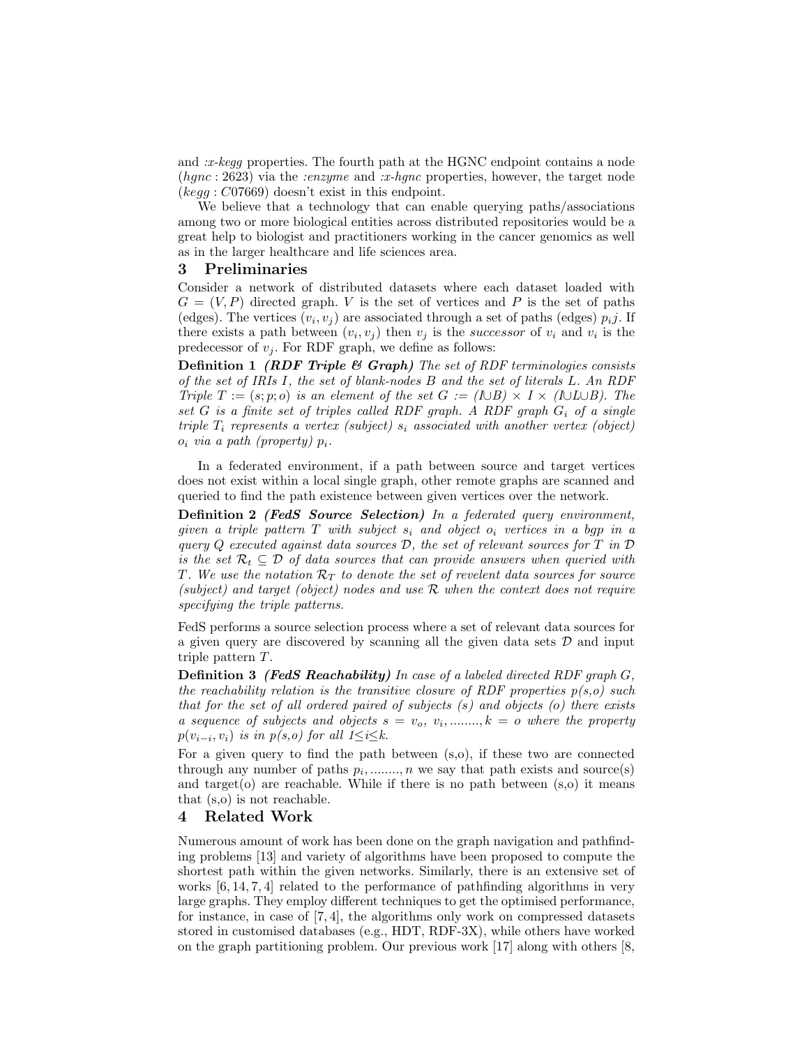and *:x-kegg* properties. The fourth path at the HGNC endpoint contains a node ($hgnc:2623$) via the *:enzyme* and *:x-hgnc* properties, however, the target node ($kegg:C07669$) doesn't exist in this endpoint.

We believe that a technology that can enable querying paths/associations among two or more biological entities across distributed repositories would be a great help to biologist and practitioners working in the cancer genomics as well as in the larger healthcare and life sciences area.

## 3 Preliminaries

Consider a network of distributed datasets where each dataset loaded with $G = (V, P)$ directed graph. $V$ is the set of vertices and $P$ is the set of paths (edges). The vertices $(v_i, v_j)$ are associated through a set of paths (edges) $p_ij$. If there exists a path between $(v_i, v_j)$ then $v_j$ is the *successor* of $v_i$ and $v_i$ is the predecessor of $v_j$. For RDF graph, we define as follows:

**Definition 1** ***(RDF Triple & Graph)*** *The set of RDF terminologies consists of the set of IRIs $I$, the set of blank-nodes $B$ and the set of literals $L$. An RDF Triple $T := (s; p; o)$ is an element of the set $G := (I \cup B) \times I \times (I \cup L \cup B)$. The set $G$ is a finite set of triples called RDF graph. A RDF graph $G_i$ of a single triple $T_i$ represents a vertex (subject) $s_i$ associated with another vertex (object) $o_i$ via a path (property) $p_i$.*

In a federated environment, if a path between source and target vertices does not exist within a local single graph, other remote graphs are scanned and queried to find the path existence between given vertices over the network.

**Definition 2** ***(FedS Source Selection)*** *In a federated query environment, given a triple pattern $T$ with subject $s_i$ and object $o_i$ vertices in a bgp in a query $Q$ executed against data sources $\mathcal{D}$, the set of relevant sources for $T$ in $\mathcal{D}$ is the set $\mathcal{R}_t \subseteq \mathcal{D}$ of data sources that can provide answers when queried with $T$. We use the notation $\mathcal{R}_T$ to denote the set of revelent data sources for source (subject) and target (object) nodes and use $\mathcal{R}$ when the context does not require specifying the triple patterns.*

FedS performs a source selection process where a set of relevant data sources for a given query are discovered by scanning all the given data sets $\mathcal{D}$ and input triple pattern $T$.

**Definition 3** ***(FedS Reachability)*** *In case of a labeled directed RDF graph $G$, the reachability relation is the transitive closure of RDF properties p(s,o) such that for the set of all ordered paired of subjects (s) and objects (o) there exists a sequence of subjects and objects $s = v_o,\ v_i, \ldots\ldots\ldots, k = o$ where the property $p(v_{i-i}, v_i)$ is in p(s,o) for all $1 \leq i \leq k$.*

For a given query to find the path between (s,o), if these two are connected through any number of paths $p_i, \ldots\ldots\ldots, n$ we say that path exists and source(s) and target(o) are reachable. While if there is no path between (s,o) it means that (s,o) is not reachable.

## 4 Related Work

Numerous amount of work has been done on the graph navigation and pathfinding problems [13] and variety of algorithms have been proposed to compute the shortest path within the given networks. Similarly, there is an extensive set of works [6, 14, 7, 4] related to the performance of pathfinding algorithms in very large graphs. They employ different techniques to get the optimised performance, for instance, in case of [7, 4], the algorithms only work on compressed datasets stored in customised databases (e.g., HDT, RDF-3X), while others have worked on the graph partitioning problem. Our previous work [17] along with others [8,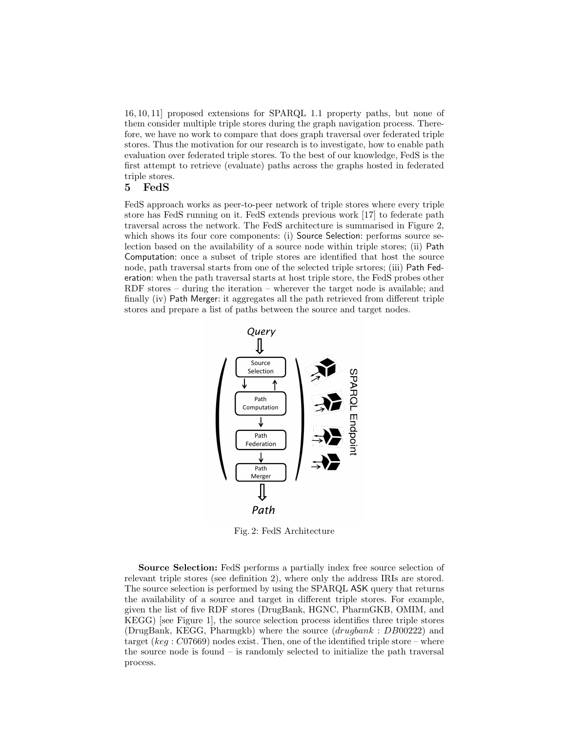16, 10, 11] proposed extensions for SPARQL 1.1 property paths, but none of them consider multiple triple stores during the graph navigation process. Therefore, we have no work to compare that does graph traversal over federated triple stores. Thus the motivation for our research is to investigate, how to enable path evaluation over federated triple stores. To the best of our knowledge, FedS is the first attempt to retrieve (evaluate) paths across the graphs hosted in federated triple stores.

## 5 FedS

FedS approach works as peer-to-peer network of triple stores where every triple store has FedS running on it. FedS extends previous work [17] to federate path traversal across the network. The FedS architecture is summarised in Figure 2, which shows its four core components: (i) Source Selection: performs source selection based on the availability of a source node within triple stores; (ii) Path Computation: once a subset of triple stores are identified that host the source node, path traversal starts from one of the selected triple srtores; (iii) Path Federation: when the path traversal starts at host triple store, the FedS probes other RDF stores – during the iteration – wherever the target node is available; and finally (iv) Path Merger: it aggregates all the path retrieved from different triple stores and prepare a list of paths between the source and target nodes.

Fig. 2: FedS Architecture

**Source Selection:** FedS performs a partially index free source selection of relevant triple stores (see definition 2), where only the address IRIs are stored. The source selection is performed by using the SPARQL ASK query that returns the availability of a source and target in different triple stores. For example, given the list of five RDF stores (DrugBank, HGNC, PharmGKB, OMIM, and KEGG) [see Figure 1], the source selection process identifies three triple stores (DrugBank, KEGG, Pharmgkb) where the source ($drugbank : DB00222$) and target ($keg : C07669$) nodes exist. Then, one of the identified triple store – where the source node is found – is randomly selected to initialize the path traversal process.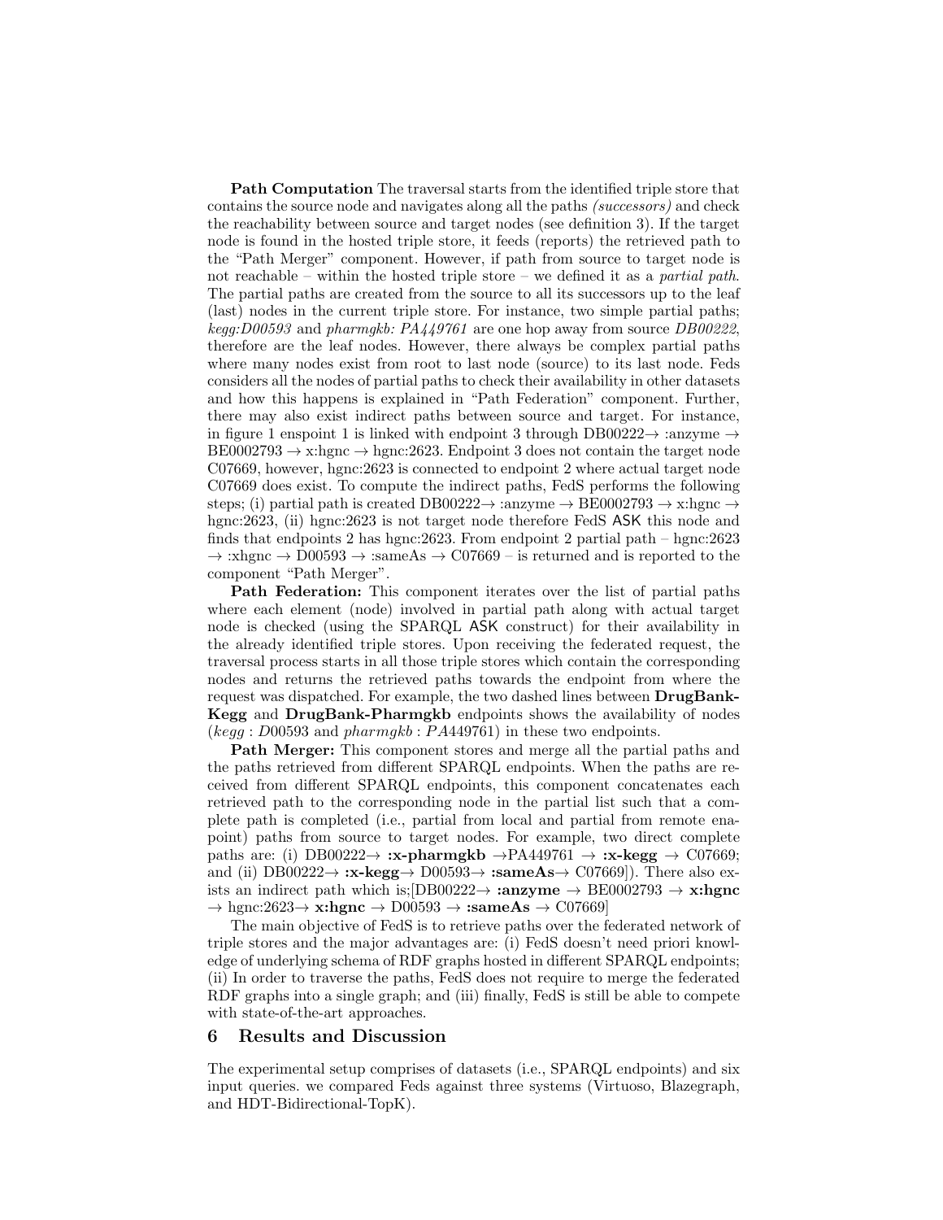**Path Computation** The traversal starts from the identified triple store that contains the source node and navigates along all the paths *(successors)* and check the reachability between source and target nodes (see definition 3). If the target node is found in the hosted triple store, it feeds (reports) the retrieved path to the "Path Merger" component. However, if path from source to target node is not reachable – within the hosted triple store – we defined it as a *partial path*. The partial paths are created from the source to all its successors up to the leaf (last) nodes in the current triple store. For instance, two simple partial paths; *kegg:D00593* and *pharmgkb: PA449761* are one hop away from source *DB00222*, therefore are the leaf nodes. However, there always be complex partial paths where many nodes exist from root to last node (source) to its last node. Feds considers all the nodes of partial paths to check their availability in other datasets and how this happens is explained in "Path Federation" component. Further, there may also exist indirect paths between source and target. For instance, in figure 1 enspoint 1 is linked with endpoint 3 through DB00222→ :anzyme → BE0002793 → x:hgnc → hgnc:2623. Endpoint 3 does not contain the target node C07669, however, hgnc:2623 is connected to endpoint 2 where actual target node C07669 does exist. To compute the indirect paths, FedS performs the following steps; (i) partial path is created DB00222→ :anzyme → BE0002793 → x:hgnc → hgnc:2623, (ii) hgnc:2623 is not target node therefore FedS ASK this node and finds that endpoints 2 has hgnc:2623. From endpoint 2 partial path – hgnc:2623 → :xhgnc → D00593 → :sameAs → C07669 – is returned and is reported to the component "Path Merger".

**Path Federation:** This component iterates over the list of partial paths where each element (node) involved in partial path along with actual target node is checked (using the SPARQL ASK construct) for their availability in the already identified triple stores. Upon receiving the federated request, the traversal process starts in all those triple stores which contain the corresponding nodes and returns the retrieved paths towards the endpoint from where the request was dispatched. For example, the two dashed lines between **DrugBank-Kegg** and **DrugBank-Pharmgkb** endpoints shows the availability of nodes ($kegg : D00593$ and $pharmgkb : PA449761$) in these two endpoints.

**Path Merger:** This component stores and merge all the partial paths and the paths retrieved from different SPARQL endpoints. When the paths are received from different SPARQL endpoints, this component concatenates each retrieved path to the corresponding node in the partial list such that a complete path is completed (i.e., partial from local and partial from remote enapoint) paths from source to target nodes. For example, two direct complete paths are: (i) DB00222→ **:x-pharmgkb** →PA449761 → **:x-kegg** → C07669; and (ii) DB00222→ **:x-kegg**→ D00593→ **:sameAs**→ C07669]). There also exists an indirect path which is;[DB00222→ **:anzyme** → BE0002793 → **x:hgnc** → hgnc:2623→ **x:hgnc** → D00593 → **:sameAs** → C07669]

The main objective of FedS is to retrieve paths over the federated network of triple stores and the major advantages are: (i) FedS doesn't need priori knowledge of underlying schema of RDF graphs hosted in different SPARQL endpoints; (ii) In order to traverse the paths, FedS does not require to merge the federated RDF graphs into a single graph; and (iii) finally, FedS is still be able to compete with state-of-the-art approaches.

## 6 Results and Discussion

The experimental setup comprises of datasets (i.e., SPARQL endpoints) and six input queries. we compared Feds against three systems (Virtuoso, Blazegraph, and HDT-Bidirectional-TopK).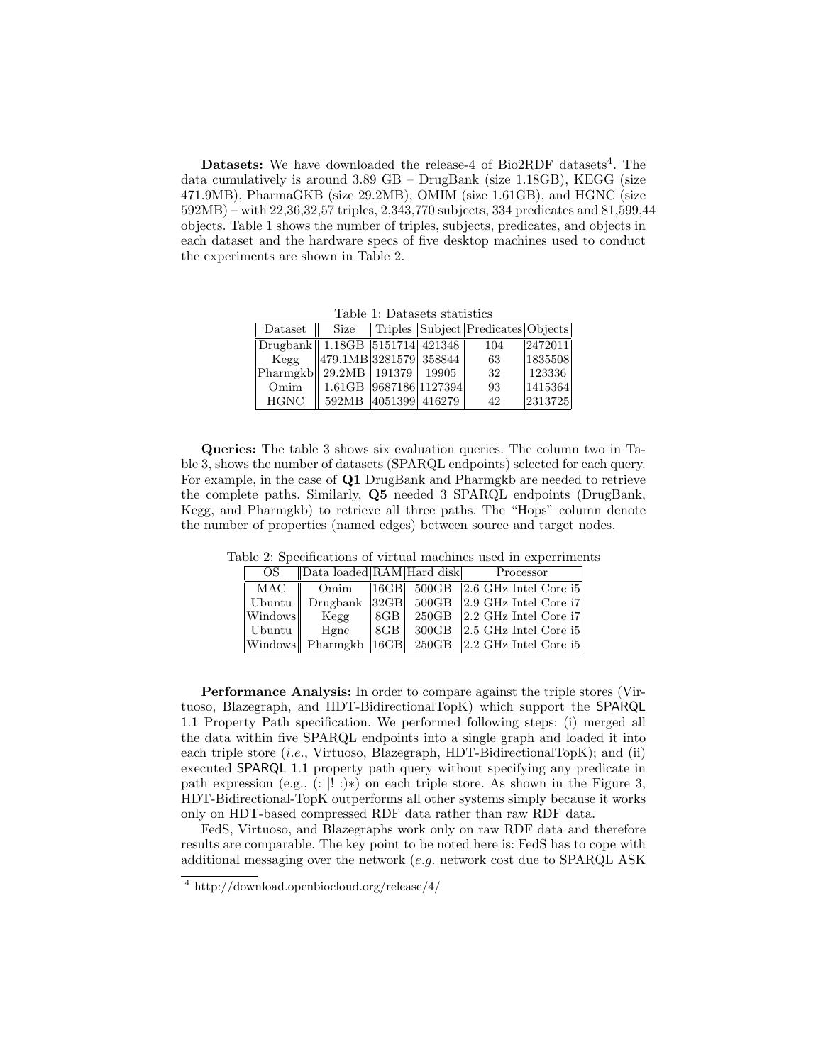**Datasets:** We have downloaded the release-4 of Bio2RDF datasets[4]. The data cumulatively is around 3.89 GB – DrugBank (size 1.18GB), KEGG (size 471.9MB), PharmaGKB (size 29.2MB), OMIM (size 1.61GB), and HGNC (size 592MB) – with 22,36,32,57 triples, 2,343,770 subjects, 334 predicates and 81,599,44 objects. Table 1 shows the number of triples, subjects, predicates, and objects in each dataset and the hardware specs of five desktop machines used to conduct the experiments are shown in Table 2.

Table 1: Datasets statistics

| Dataset | Size | Triples | Subject | Predicates | Objects |
|---|---|---|---|---|---|
| Drugbank | 1.18GB | 5151714 | 421348 | 104 | 2472011 |
| Kegg | 479.1MB | 3281579 | 358844 | 63 | 1835508 |
| Pharmgkb | 29.2MB | 191379 | 19905 | 32 | 123336 |
| Omim | 1.61GB | 9687186 | 1127394 | 93 | 1415364 |
| HGNC | 592MB | 4051399 | 416279 | 42 | 2313725 |

**Queries:** The table 3 shows six evaluation queries. The column two in Table 3, shows the number of datasets (SPARQL endpoints) selected for each query. For example, in the case of **Q1** DrugBank and Pharmgkb are needed to retrieve the complete paths. Similarly, **Q5** needed 3 SPARQL endpoints (DrugBank, Kegg, and Pharmgkb) to retrieve all three paths. The "Hops" column denote the number of properties (named edges) between source and target nodes.

Table 2: Specifications of virtual machines used in experriments

| OS | Data loaded | RAM | Hard disk | Processor |
|---|---|---|---|---|
| MAC | Omim | 16GB | 500GB | 2.6 GHz Intel Core i5 |
| Ubuntu | Drugbank | 32GB | 500GB | 2.9 GHz Intel Core i7 |
| Windows | Kegg | 8GB | 250GB | 2.2 GHz Intel Core i7 |
| Ubuntu | Hgnc | 8GB | 300GB | 2.5 GHz Intel Core i5 |
| Windows | Pharmgkb | 16GB | 250GB | 2.2 GHz Intel Core i5 |

**Performance Analysis:** In order to compare against the triple stores (Virtuoso, Blazegraph, and HDT-BidirectionalTopK) which support the SPARQL 1.1 Property Path specification. We performed following steps: (i) merged all the data within five SPARQL endpoints into a single graph and loaded it into each triple store (*i.e.*, Virtuoso, Blazegraph, HDT-BidirectionalTopK); and (ii) executed SPARQL 1.1 property path query without specifying any predicate in path expression (e.g., (: |! :)∗) on each triple store. As shown in the Figure 3, HDT-Bidirectional-TopK outperforms all other systems simply because it works only on HDT-based compressed RDF data rather than raw RDF data.

FedS, Virtuoso, and Blazegraphs work only on raw RDF data and therefore results are comparable. The key point to be noted here is: FedS has to cope with additional messaging over the network (*e.g.* network cost due to SPARQL ASK

[4] http://download.openbiocloud.org/release/4/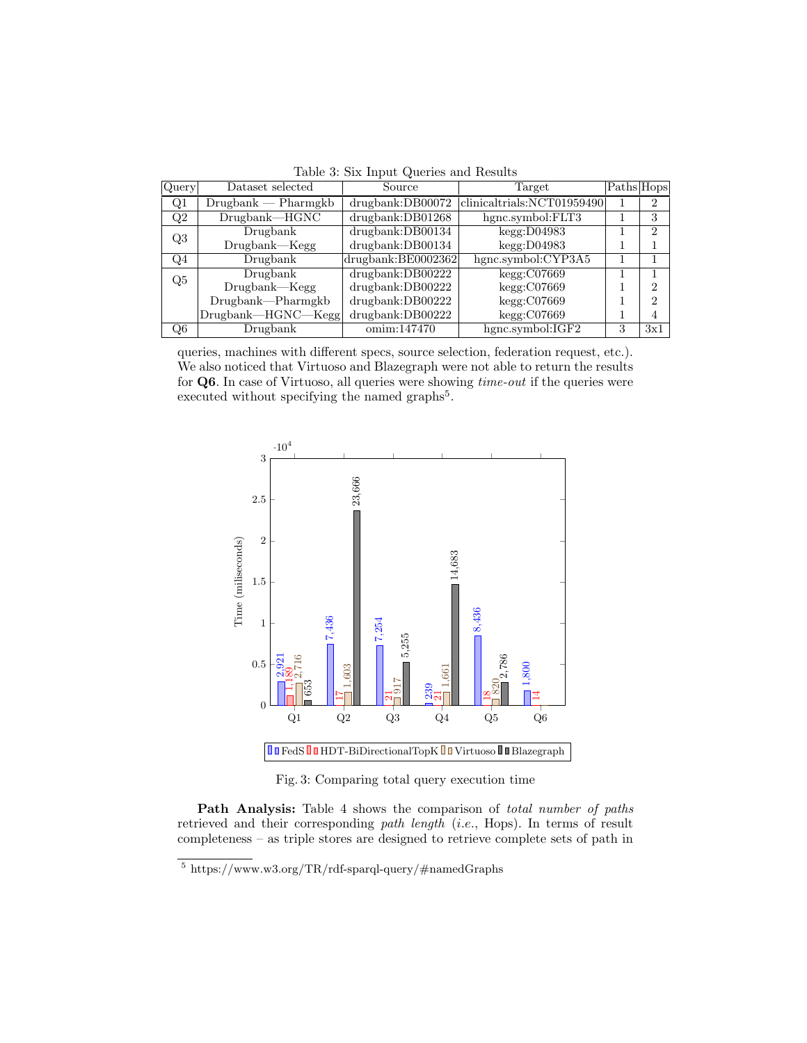Table 3: Six Input Queries and Results

| Query | Dataset selected | Source | Target | Paths | Hops |
|---|---|---|---|---|---|
| Q1 | Drugbank — Pharmgkb | drugbank:DB00072 | clinicaltrials:NCT01959490 | 1 | 2 |
| Q2 | Drugbank—HGNC | drugbank:DB01268 | hgnc.symbol:FLT3 | 1 | 3 |
| Q3 | Drugbank | drugbank:DB00134 | kegg:D04983 | 1 | 2 |
| | Drugbank—Kegg | drugbank:DB00134 | kegg:D04983 | 1 | 1 |
| Q4 | Drugbank | drugbank:BE0002362 | hgnc.symbol:CYP3A5 | 1 | 1 |
| Q5 | Drugbank | drugbank:DB00222 | kegg:C07669 | 1 | 1 |
| | Drugbank—Kegg | drugbank:DB00222 | kegg:C07669 | 1 | 2 |
| | Drugbank—Pharmgkb | drugbank:DB00222 | kegg:C07669 | 1 | 2 |
| | Drugbank—HGNC—Kegg | drugbank:DB00222 | kegg:C07669 | 1 | 4 |
| Q6 | Drugbank | omim:147470 | hgnc.symbol:IGF2 | 3 | 3x1 |

queries, machines with different specs, source selection, federation request, etc.). We also noticed that Virtuoso and Blazegraph were not able to return the results for **Q6**. In case of Virtuoso, all queries were showing *time-out* if the queries were executed without specifying the named graphs[5].

Fig. 3: Comparing total query execution time

**Path Analysis:** Table 4 shows the comparison of *total number of paths* retrieved and their corresponding *path length* (*i.e.*, Hops). In terms of result completeness – as triple stores are designed to retrieve complete sets of path in

[5] https://www.w3.org/TR/rdf-sparql-query/#namedGraphs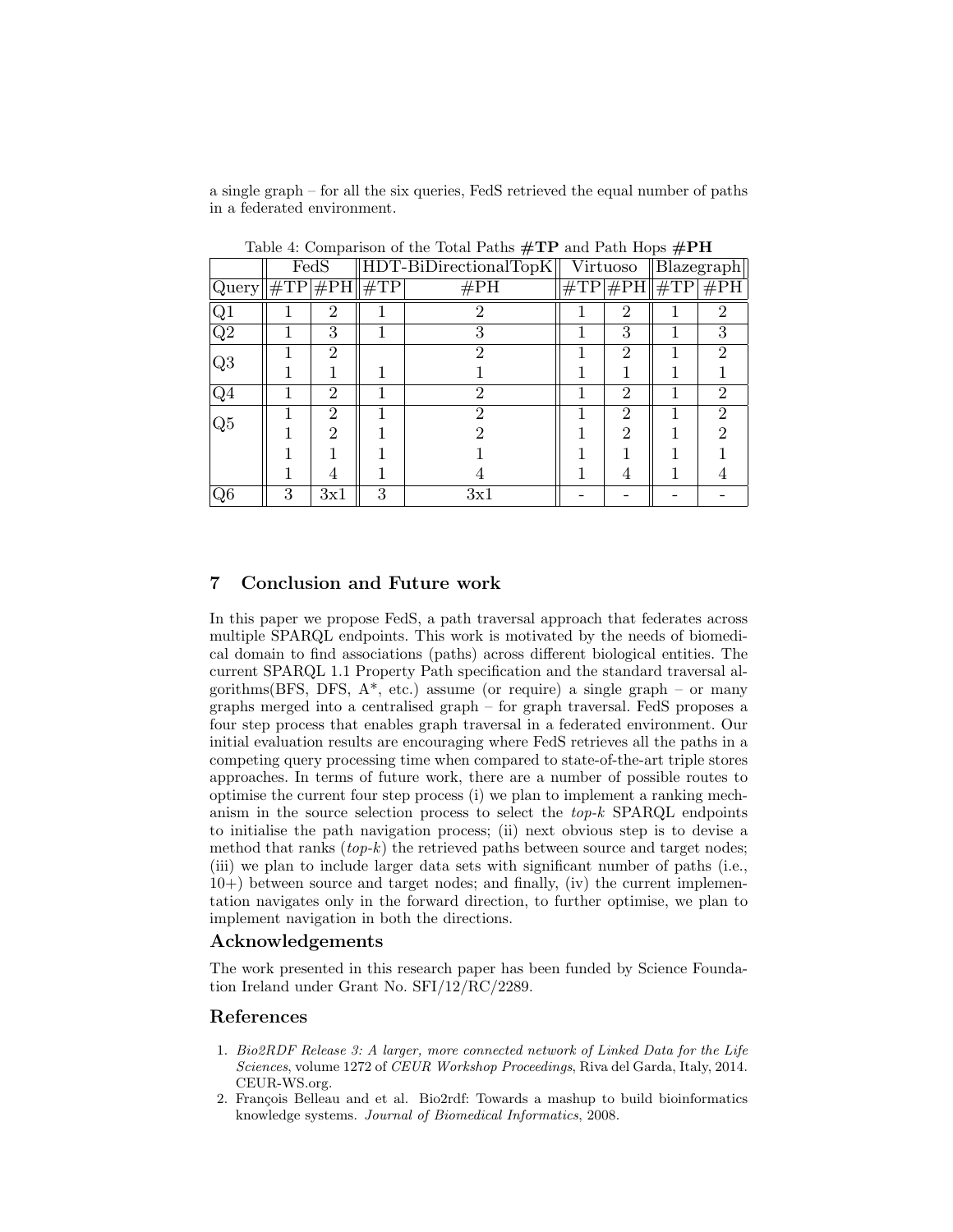a single graph – for all the six queries, FedS retrieved the equal number of paths in a federated environment.

Table 4: Comparison of the Total Paths **#TP** and Path Hops **#PH**

| | FedS | | HDT-BiDirectionalTopK | | Virtuoso | | Blazegraph | |
|---|---|---|---|---|---|---|---|---|
| Query | #TP | #PH | #TP | #PH | #TP | #PH | #TP | #PH |
| Q1 | 1 | 2 | 1 | 2 | 1 | 2 | 1 | 2 |
| Q2 | 1 | 3 | 1 | 3 | 1 | 3 | 1 | 3 |
| Q3 | 1 | 2 | | 2 | 1 | 2 | 1 | 2 |
| | 1 | 1 | 1 | 1 | 1 | 1 | 1 | 1 |
| Q4 | 1 | 2 | 1 | 2 | 1 | 2 | 1 | 2 |
| Q5 | 1 | 2 | 1 | 2 | 1 | 2 | 1 | 2 |
| | 1 | 2 | 1 | 2 | 1 | 2 | 1 | 2 |
| | 1 | 1 | 1 | 1 | 1 | 1 | 1 | 1 |
| | 1 | 4 | 1 | 4 | 1 | 4 | 1 | 4 |
| Q6 | 3 | 3x1 | 3 | 3x1 | - | - | - | - |

## 7 Conclusion and Future work

In this paper we propose FedS, a path traversal approach that federates across multiple SPARQL endpoints. This work is motivated by the needs of biomedical domain to find associations (paths) across different biological entities. The current SPARQL 1.1 Property Path specification and the standard traversal algorithms(BFS, DFS, A\*, etc.) assume (or require) a single graph – or many graphs merged into a centralised graph – for graph traversal. FedS proposes a four step process that enables graph traversal in a federated environment. Our initial evaluation results are encouraging where FedS retrieves all the paths in a competing query processing time when compared to state-of-the-art triple stores approaches. In terms of future work, there are a number of possible routes to optimise the current four step process (i) we plan to implement a ranking mechanism in the source selection process to select the *top-k* SPARQL endpoints to initialise the path navigation process; (ii) next obvious step is to devise a method that ranks (*top-k*) the retrieved paths between source and target nodes; (iii) we plan to include larger data sets with significant number of paths (i.e., 10+) between source and target nodes; and finally, (iv) the current implementation navigates only in the forward direction, to further optimise, we plan to implement navigation in both the directions.

### Acknowledgements

The work presented in this research paper has been funded by Science Foundation Ireland under Grant No. SFI/12/RC/2289.

## References

1. *Bio2RDF Release 3: A larger, more connected network of Linked Data for the Life Sciences*, volume 1272 of *CEUR Workshop Proceedings*, Riva del Garda, Italy, 2014. CEUR-WS.org.
2. François Belleau and et al. Bio2rdf: Towards a mashup to build bioinformatics knowledge systems. *Journal of Biomedical Informatics*, 2008.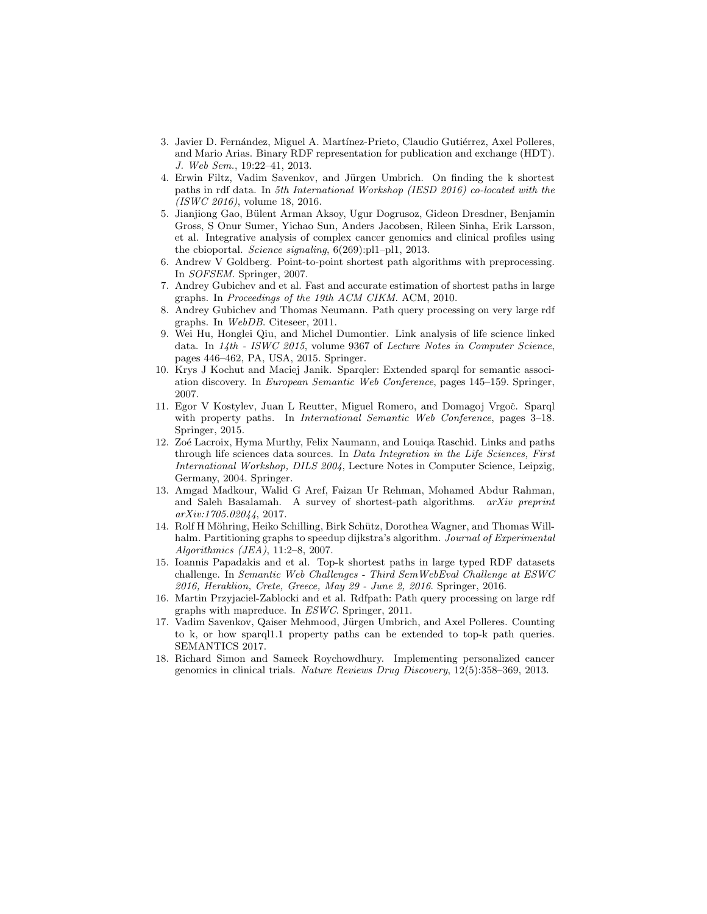3. Javier D. Fernández, Miguel A. Martínez-Prieto, Claudio Gutiérrez, Axel Polleres, and Mario Arias. Binary RDF representation for publication and exchange (HDT). *J. Web Sem.*, 19:22–41, 2013.
4. Erwin Filtz, Vadim Savenkov, and Jürgen Umbrich. On finding the k shortest paths in rdf data. In *5th International Workshop (IESD 2016) co-located with the (ISWC 2016)*, volume 18, 2016.
5. Jianjiong Gao, Bülent Arman Aksoy, Ugur Dogrusoz, Gideon Dresdner, Benjamin Gross, S Onur Sumer, Yichao Sun, Anders Jacobsen, Rileen Sinha, Erik Larsson, et al. Integrative analysis of complex cancer genomics and clinical profiles using the cbioportal. *Science signaling*, 6(269):pl1–pl1, 2013.
6. Andrew V Goldberg. Point-to-point shortest path algorithms with preprocessing. In *SOFSEM*. Springer, 2007.
7. Andrey Gubichev and et al. Fast and accurate estimation of shortest paths in large graphs. In *Proceedings of the 19th ACM CIKM*. ACM, 2010.
8. Andrey Gubichev and Thomas Neumann. Path query processing on very large rdf graphs. In *WebDB*. Citeseer, 2011.
9. Wei Hu, Honglei Qiu, and Michel Dumontier. Link analysis of life science linked data. In *14th - ISWC 2015*, volume 9367 of *Lecture Notes in Computer Science*, pages 446–462, PA, USA, 2015. Springer.
10. Krys J Kochut and Maciej Janik. Sparqler: Extended sparql for semantic association discovery. In *European Semantic Web Conference*, pages 145–159. Springer, 2007.
11. Egor V Kostylev, Juan L Reutter, Miguel Romero, and Domagoj Vrgoč. Sparql with property paths. In *International Semantic Web Conference*, pages 3–18. Springer, 2015.
12. Zoé Lacroix, Hyma Murthy, Felix Naumann, and Louiqa Raschid. Links and paths through life sciences data sources. In *Data Integration in the Life Sciences, First International Workshop, DILS 2004*, Lecture Notes in Computer Science, Leipzig, Germany, 2004. Springer.
13. Amgad Madkour, Walid G Aref, Faizan Ur Rehman, Mohamed Abdur Rahman, and Saleh Basalamah. A survey of shortest-path algorithms. *arXiv preprint arXiv:1705.02044*, 2017.
14. Rolf H Möhring, Heiko Schilling, Birk Schütz, Dorothea Wagner, and Thomas Willhalm. Partitioning graphs to speedup dijkstra's algorithm. *Journal of Experimental Algorithmics (JEA)*, 11:2–8, 2007.
15. Ioannis Papadakis and et al. Top-k shortest paths in large typed RDF datasets challenge. In *Semantic Web Challenges - Third SemWebEval Challenge at ESWC 2016, Heraklion, Crete, Greece, May 29 - June 2, 2016*. Springer, 2016.
16. Martin Przyjaciel-Zablocki and et al. Rdfpath: Path query processing on large rdf graphs with mapreduce. In *ESWC*. Springer, 2011.
17. Vadim Savenkov, Qaiser Mehmood, Jürgen Umbrich, and Axel Polleres. Counting to k, or how sparql1.1 property paths can be extended to top-k path queries. SEMANTICS 2017.
18. Richard Simon and Sameek Roychowdhury. Implementing personalized cancer genomics in clinical trials. *Nature Reviews Drug Discovery*, 12(5):358–369, 2013.